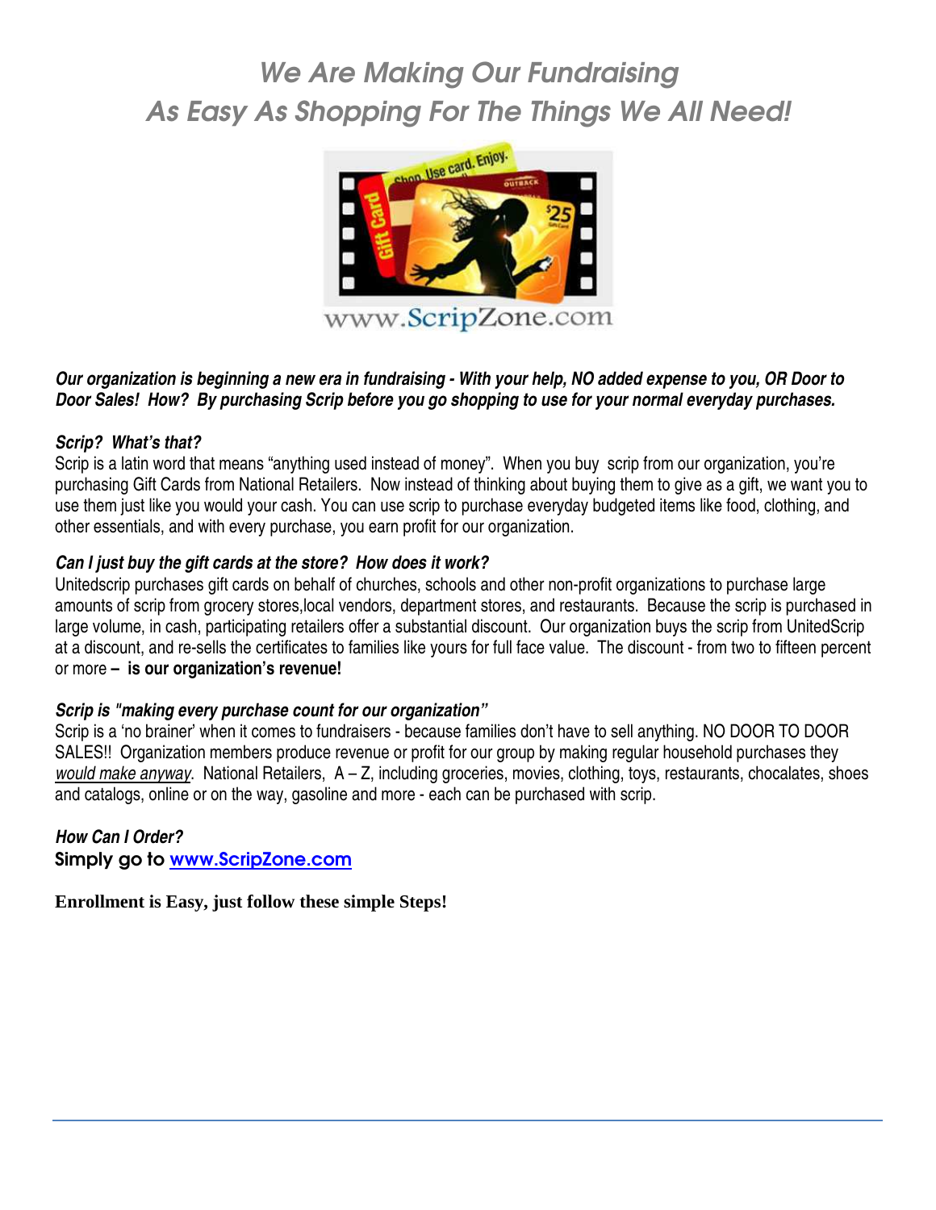# *We Are Making Our Fundraising As Easy As Shopping For The Things We All Need!*

***Our organization is beginning a new era in fundraising - With your help, NO added expense to you, OR Door to Door Sales! How? By purchasing Scrip before you go shopping to use for your normal everyday purchases.***

***Scrip? What's that?***

Scrip is a latin word that means "anything used instead of money". When you buy scrip from our organization, you're purchasing Gift Cards from National Retailers. Now instead of thinking about buying them to give as a gift, we want you to use them just like you would your cash. You can use scrip to purchase everyday budgeted items like food, clothing, and other essentials, and with every purchase, you earn profit for our organization.

***Can I just buy the gift cards at the store? How does it work?***

Unitedscrip purchases gift cards on behalf of churches, schools and other non-profit organizations to purchase large amounts of scrip from grocery stores,local vendors, department stores, and restaurants. Because the scrip is purchased in large volume, in cash, participating retailers offer a substantial discount. Our organization buys the scrip from UnitedScrip at a discount, and re-sells the certificates to families like yours for full face value. The discount - from two to fifteen percent or more **– is our organization's revenue!**

***Scrip is "making every purchase count for our organization"***

Scrip is a 'no brainer' when it comes to fundraisers - because families don't have to sell anything. NO DOOR TO DOOR SALES!! Organization members produce revenue or profit for our group by making regular household purchases they *would make anyway*. National Retailers, A – Z, including groceries, movies, clothing, toys, restaurants, chocalates, shoes and catalogs, online or on the way, gasoline and more - each can be purchased with scrip.

***How Can I Order?***

**Simply go to [www.ScripZone.com](http://www.ScripZone.com)**

**Enrollment is Easy, just follow these simple Steps!**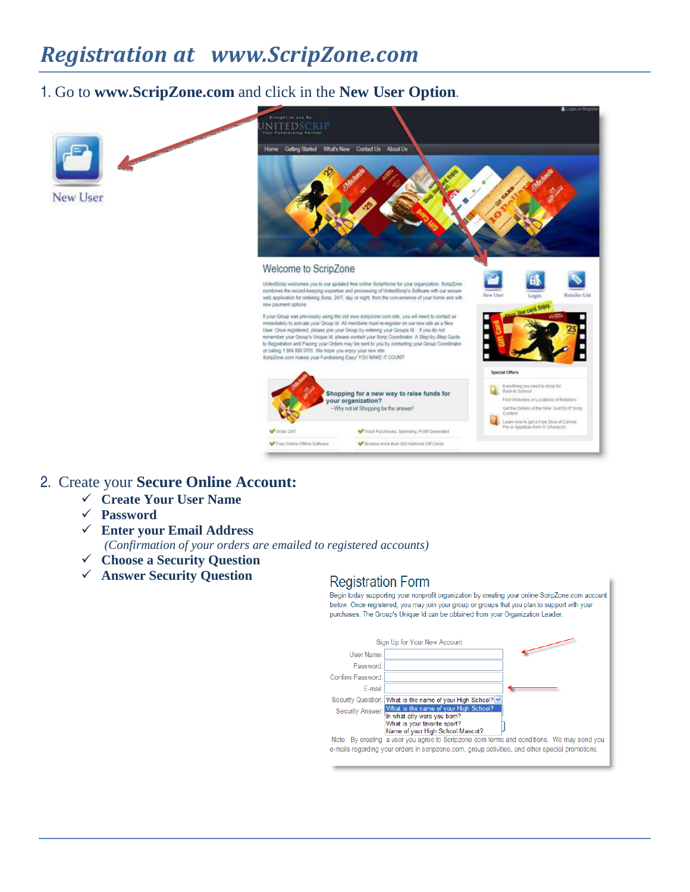# *Registration at www.ScripZone.com*

1. Go to **www.ScripZone.com** and click in the **New User Option**.

New User

2. Create your **Secure Online Account:**
   - ✓ **Create Your User Name**
   - ✓ **Password**
   - ✓ **Enter your Email Address**
     *(Confirmation of your orders are emailed to registered accounts)*
   - ✓ **Choose a Security Question**
   - ✓ **Answer Security Question**

## Registration Form

Begin today supporting your nonprofit organization by creating your online ScripZone.com account below. Once registered, you may join your group or groups that you plan to support with your purchases. The Group's Unique Id can be obtained from your Organization Leader.

Sign Up for Your New Account

User Name:
Password:
Confirm Password:
E-mail:
Security Question: What is the name of your High School?
Security Answer:

- What is the name of your High School?
- In what city were you born?
- What is your favorite sport?
- Name of your High School Mascot?

Note: By creating a user you agree to Scripzone.com terms and conditions. We may send you e-mails regarding your orders in scripzone.com, group activities, and other special promotions.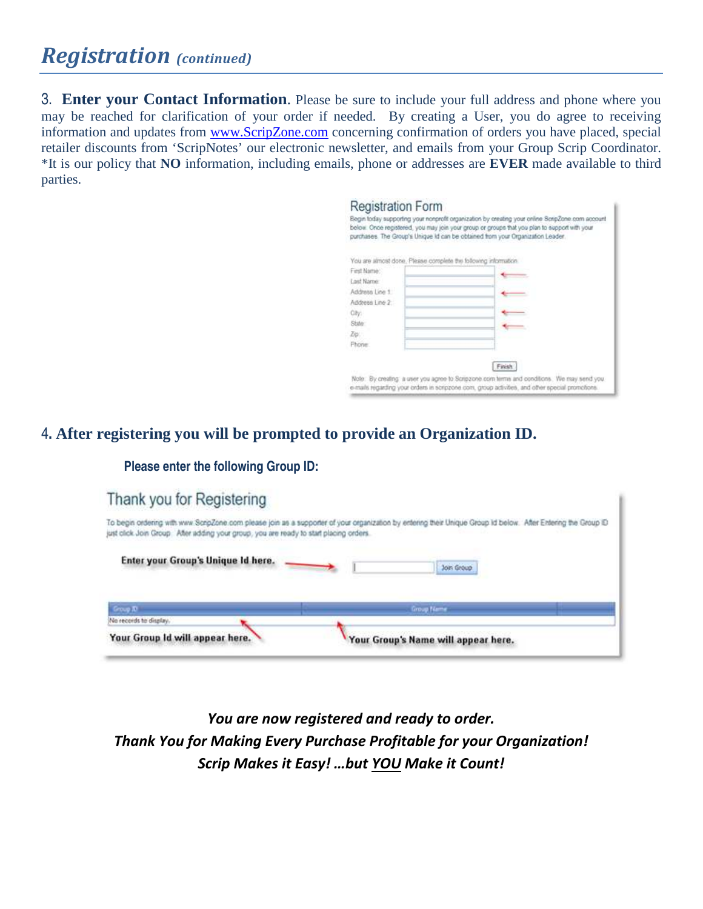## *Registration (continued)*

3. **Enter your Contact Information**. Please be sure to include your full address and phone where you may be reached for clarification of your order if needed. By creating a User, you do agree to receiving information and updates from [www.ScripZone.com](http://www.ScripZone.com) concerning confirmation of orders you have placed, special retailer discounts from 'ScripNotes' our electronic newsletter, and emails from your Group Scrip Coordinator. *It is our policy that **NO** information, including emails, phone or addresses are **EVER** made available to third parties.

Registration Form

Begin today supporting your nonprofit organization by creating your online ScripZone.com account below. Once registered, you may join your group or groups that you plan to support with your purchases. The Group's Unique Id can be obtained from your Organization Leader.

You are almost done. Please complete the following information:

First Name:
Last Name:
Address Line 1:
Address Line 2:
City:
State:
Zip:
Phone:

Finish

Note: By creating a user you agree to Scripzone.com terms and conditions. We may send you e-mails regarding your orders in scripzone.com, group activities, and other special promotions.

4. **After registering you will be prompted to provide an Organization ID.**

**Please enter the following Group ID:**

Thank you for Registering

To begin ordering with www.ScripZone.com please join as a supporter of your organization by entering their Unique Group Id below. After Entering the Group ID just click Join Group. After adding your group, you are ready to start placing orders.

**Enter your Group's Unique Id here.** Join Group

| Group ID | Group Name |
|---|---|
| No records to display. | |

**Your Group Id will appear here.** **Your Group's Name will appear here.**

***You are now registered and ready to order.***
***Thank You for Making Every Purchase Profitable for your Organization!***
***Scrip Makes it Easy! …but YOU Make it Count!***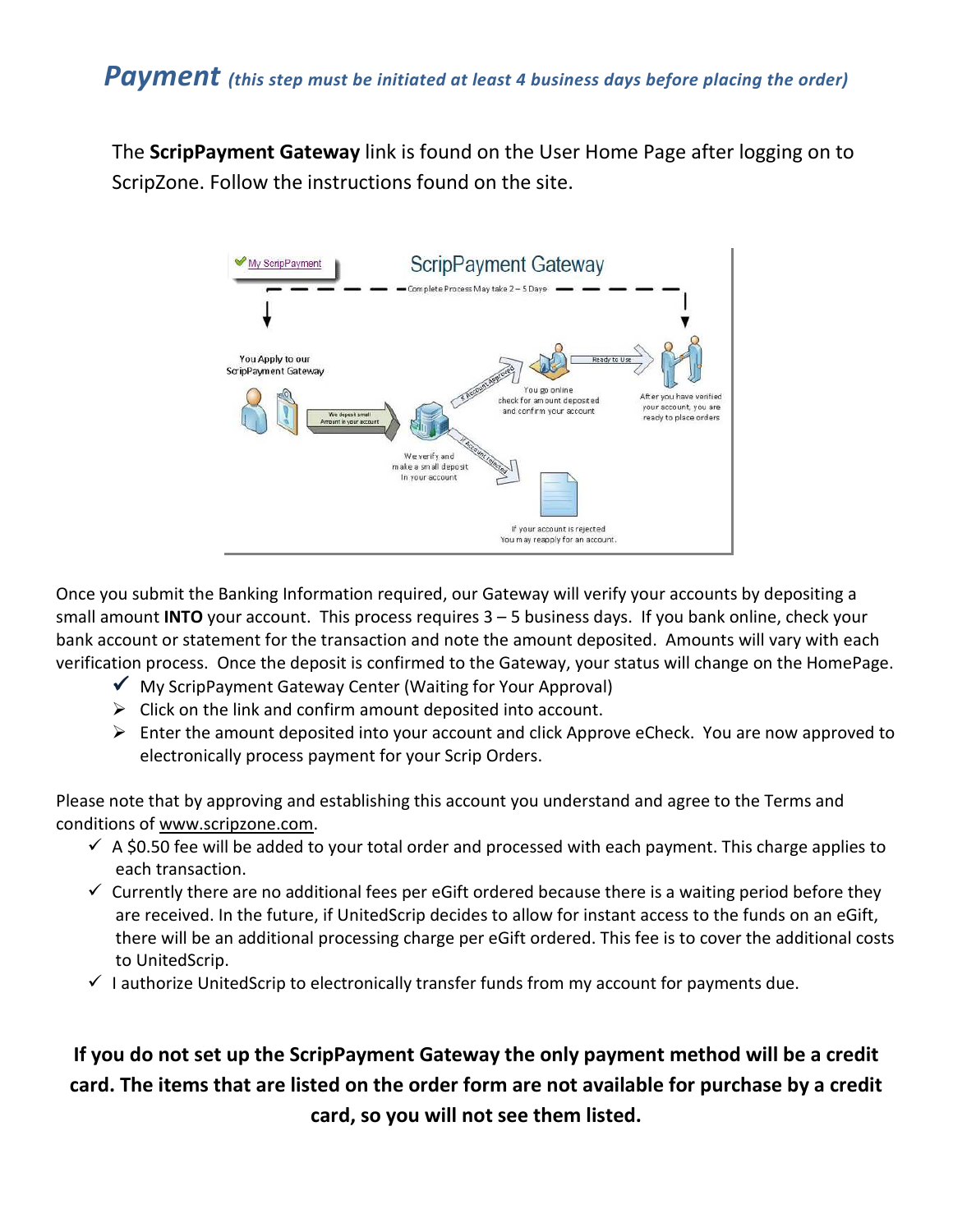## *Payment* *(this step must be initiated at least 4 business days before placing the order)*

The **ScripPayment Gateway** link is found on the User Home Page after logging on to ScripZone. Follow the instructions found on the site.

Once you submit the Banking Information required, our Gateway will verify your accounts by depositing a small amount **INTO** your account. This process requires 3 – 5 business days. If you bank online, check your bank account or statement for the transaction and note the amount deposited. Amounts will vary with each verification process. Once the deposit is confirmed to the Gateway, your status will change on the HomePage.

- ✔ My ScripPayment Gateway Center (Waiting for Your Approval)
- ➢ Click on the link and confirm amount deposited into account.
- ➢ Enter the amount deposited into your account and click Approve eCheck. You are now approved to electronically process payment for your Scrip Orders.

Please note that by approving and establishing this account you understand and agree to the Terms and conditions of www.scripzone.com.

- ✓ A $0.50 fee will be added to your total order and processed with each payment. This charge applies to each transaction.
- ✓ Currently there are no additional fees per eGift ordered because there is a waiting period before they are received. In the future, if UnitedScrip decides to allow for instant access to the funds on an eGift, there will be an additional processing charge per eGift ordered. This fee is to cover the additional costs to UnitedScrip.
- ✓ I authorize UnitedScrip to electronically transfer funds from my account for payments due.

**If you do not set up the ScripPayment Gateway the only payment method will be a credit card. The items that are listed on the order form are not available for purchase by a credit card, so you will not see them listed.**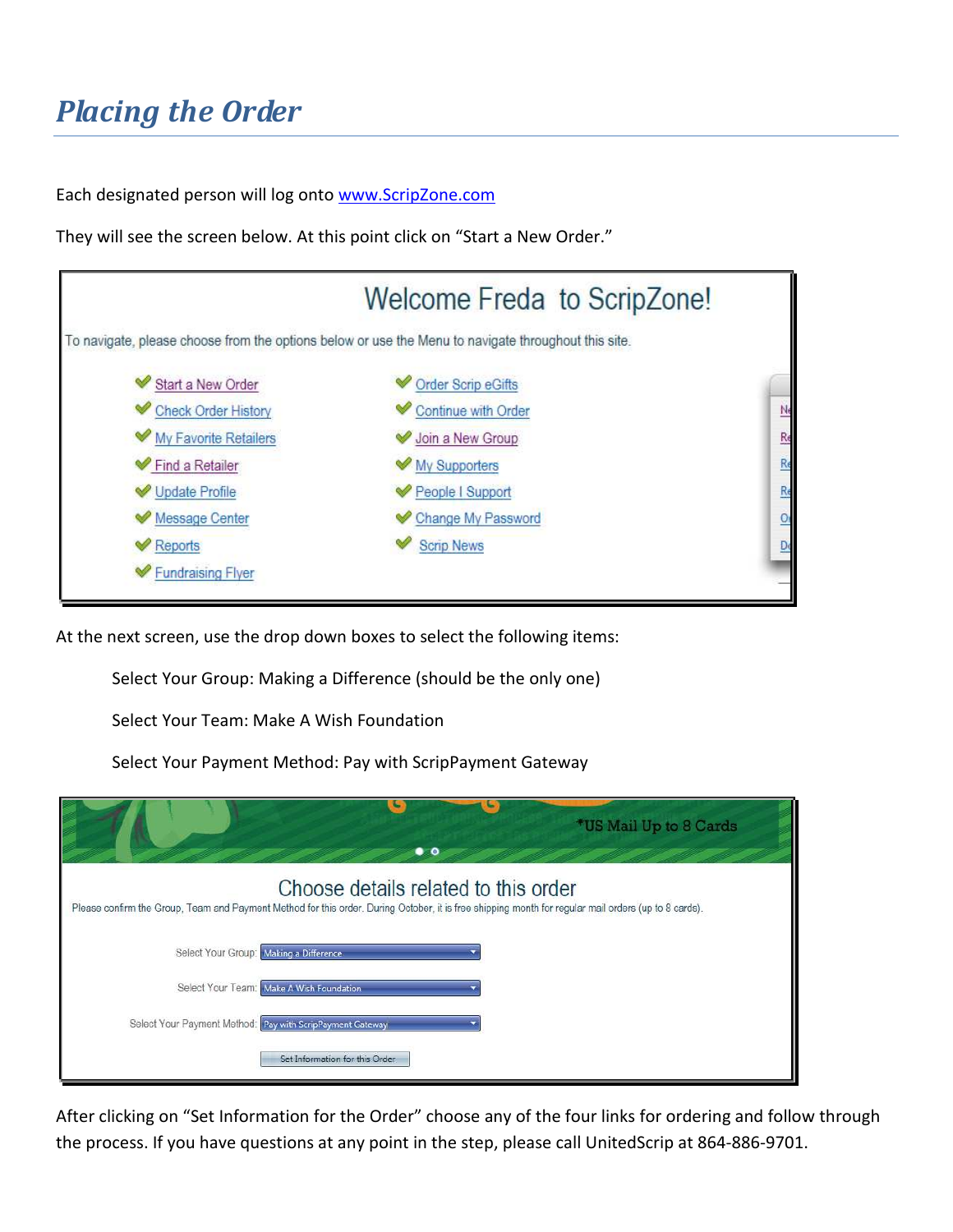# *Placing the Order*

Each designated person will log onto www.ScripZone.com

They will see the screen below. At this point click on "Start a New Order."

Welcome Freda to ScripZone!

To navigate, please choose from the options below or use the Menu to navigate throughout this site.

- Start a New Order
- Check Order History
- My Favorite Retailers
- Find a Retailer
- Update Profile
- Message Center
- Reports
- Fundraising Flyer
- Order Scrip eGifts
- Continue with Order
- Join a New Group
- My Supporters
- People I Support
- Change My Password
- Scrip News

At the next screen, use the drop down boxes to select the following items:

Select Your Group: Making a Difference (should be the only one)

Select Your Team: Make A Wish Foundation

Select Your Payment Method: Pay with ScripPayment Gateway

*US Mail Up to 8 Cards

Choose details related to this order

Please confirm the Group, Team and Payment Method for this order. During October, it is free shipping month for regular mail orders (up to 8 cards).

Select Your Group: Making a Difference

Select Your Team: Make A Wish Foundation

Select Your Payment Method: Pay with ScripPayment Gateway

Set Information for this Order

After clicking on "Set Information for the Order" choose any of the four links for ordering and follow through the process. If you have questions at any point in the step, please call UnitedScrip at 864-886-9701.